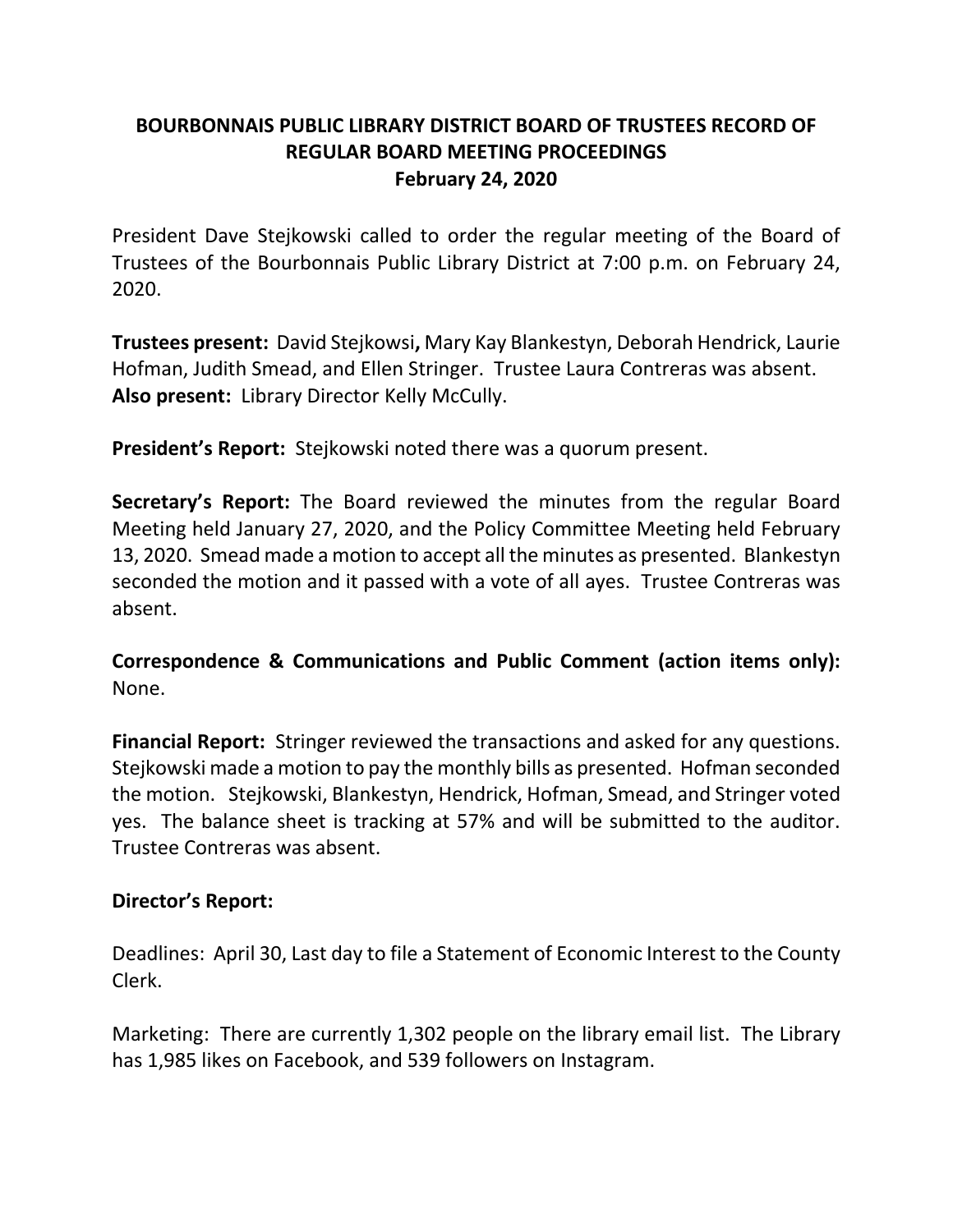# BOURBONNAIS PUBLIC LIBRARY DISTRICT BOARD OF TRUSTEES RECORD OF REGULAR BOARD MEETING PROCEEDINGS
## February 24, 2020

President Dave Stejkowski called to order the regular meeting of the Board of Trustees of the Bourbonnais Public Library District at 7:00 p.m. on February 24, 2020.

**Trustees present:** David Stejkowsi**,** Mary Kay Blankestyn, Deborah Hendrick, Laurie Hofman, Judith Smead, and Ellen Stringer. Trustee Laura Contreras was absent.
**Also present:** Library Director Kelly McCully.

**President's Report:** Stejkowski noted there was a quorum present.

**Secretary's Report:** The Board reviewed the minutes from the regular Board Meeting held January 27, 2020, and the Policy Committee Meeting held February 13, 2020. Smead made a motion to accept all the minutes as presented. Blankestyn seconded the motion and it passed with a vote of all ayes. Trustee Contreras was absent.

**Correspondence & Communications and Public Comment (action items only):** None.

**Financial Report:** Stringer reviewed the transactions and asked for any questions. Stejkowski made a motion to pay the monthly bills as presented. Hofman seconded the motion. Stejkowski, Blankestyn, Hendrick, Hofman, Smead, and Stringer voted yes. The balance sheet is tracking at 57% and will be submitted to the auditor. Trustee Contreras was absent.

**Director's Report:**

Deadlines: April 30, Last day to file a Statement of Economic Interest to the County Clerk.

Marketing: There are currently 1,302 people on the library email list. The Library has 1,985 likes on Facebook, and 539 followers on Instagram.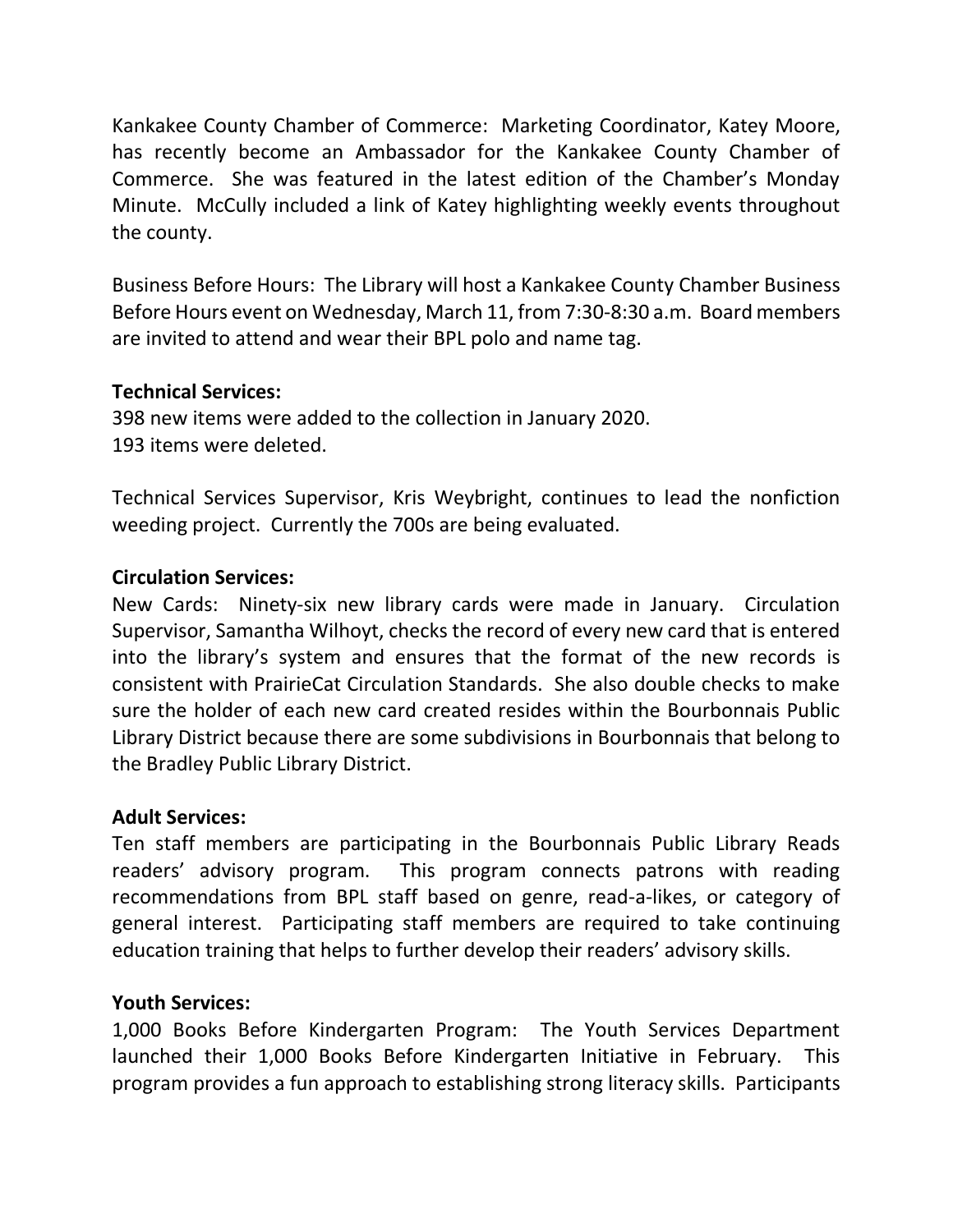Kankakee County Chamber of Commerce: Marketing Coordinator, Katey Moore, has recently become an Ambassador for the Kankakee County Chamber of Commerce. She was featured in the latest edition of the Chamber's Monday Minute. McCully included a link of Katey highlighting weekly events throughout the county.

Business Before Hours: The Library will host a Kankakee County Chamber Business Before Hours event on Wednesday, March 11, from 7:30-8:30 a.m. Board members are invited to attend and wear their BPL polo and name tag.

**Technical Services:**

398 new items were added to the collection in January 2020.
193 items were deleted.

Technical Services Supervisor, Kris Weybright, continues to lead the nonfiction weeding project. Currently the 700s are being evaluated.

**Circulation Services:**

New Cards: Ninety-six new library cards were made in January. Circulation Supervisor, Samantha Wilhoyt, checks the record of every new card that is entered into the library's system and ensures that the format of the new records is consistent with PrairieCat Circulation Standards. She also double checks to make sure the holder of each new card created resides within the Bourbonnais Public Library District because there are some subdivisions in Bourbonnais that belong to the Bradley Public Library District.

**Adult Services:**

Ten staff members are participating in the Bourbonnais Public Library Reads readers' advisory program. This program connects patrons with reading recommendations from BPL staff based on genre, read-a-likes, or category of general interest. Participating staff members are required to take continuing education training that helps to further develop their readers' advisory skills.

**Youth Services:**

1,000 Books Before Kindergarten Program: The Youth Services Department launched their 1,000 Books Before Kindergarten Initiative in February. This program provides a fun approach to establishing strong literacy skills. Participants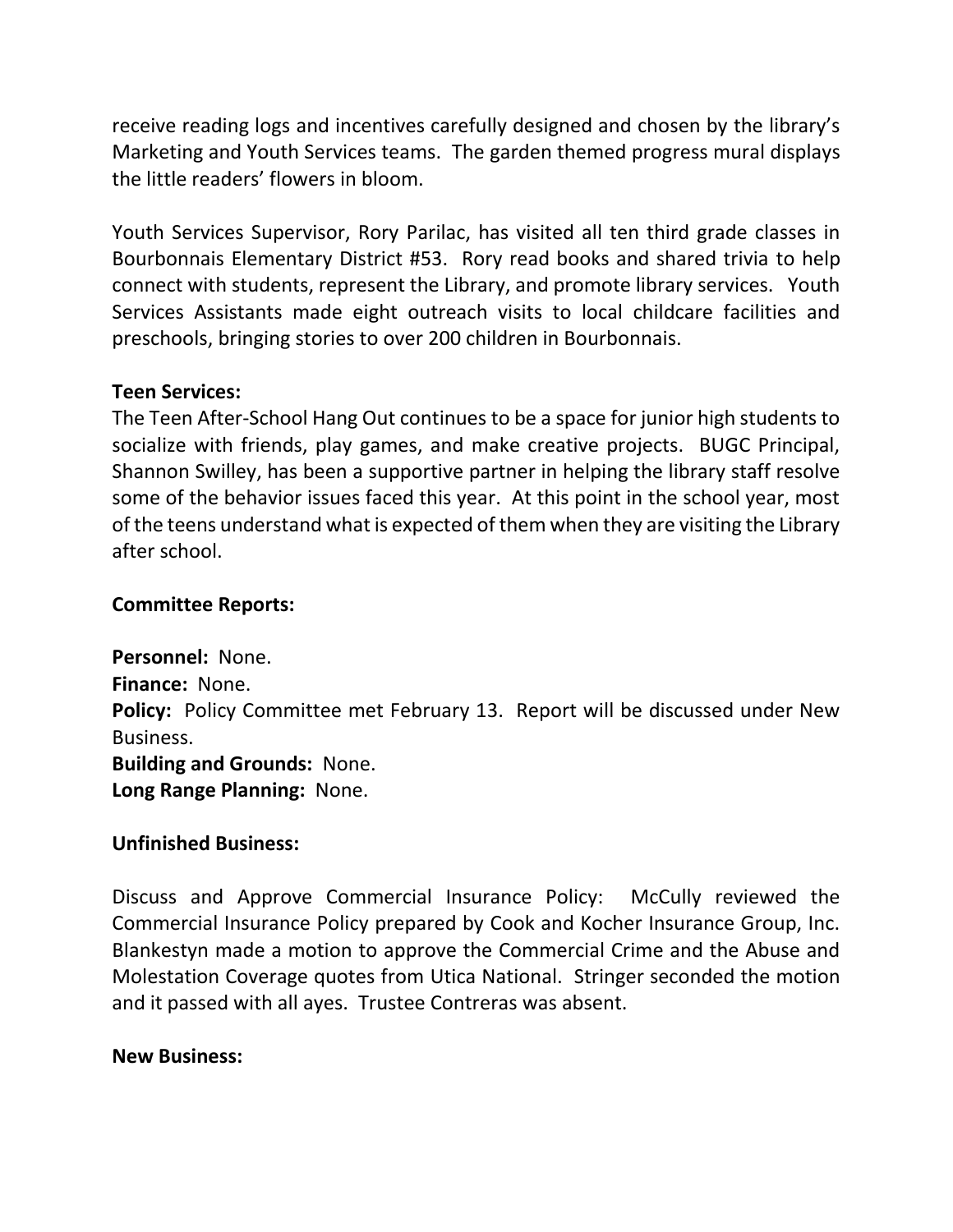receive reading logs and incentives carefully designed and chosen by the library's Marketing and Youth Services teams. The garden themed progress mural displays the little readers' flowers in bloom.

Youth Services Supervisor, Rory Parilac, has visited all ten third grade classes in Bourbonnais Elementary District #53. Rory read books and shared trivia to help connect with students, represent the Library, and promote library services. Youth Services Assistants made eight outreach visits to local childcare facilities and preschools, bringing stories to over 200 children in Bourbonnais.

**Teen Services:**
The Teen After-School Hang Out continues to be a space for junior high students to socialize with friends, play games, and make creative projects. BUGC Principal, Shannon Swilley, has been a supportive partner in helping the library staff resolve some of the behavior issues faced this year. At this point in the school year, most of the teens understand what is expected of them when they are visiting the Library after school.

**Committee Reports:**

**Personnel:** None.
**Finance:** None.
**Policy:** Policy Committee met February 13. Report will be discussed under New Business.
**Building and Grounds:** None.
**Long Range Planning:** None.

**Unfinished Business:**

Discuss and Approve Commercial Insurance Policy: McCully reviewed the Commercial Insurance Policy prepared by Cook and Kocher Insurance Group, Inc. Blankestyn made a motion to approve the Commercial Crime and the Abuse and Molestation Coverage quotes from Utica National. Stringer seconded the motion and it passed with all ayes. Trustee Contreras was absent.

**New Business:**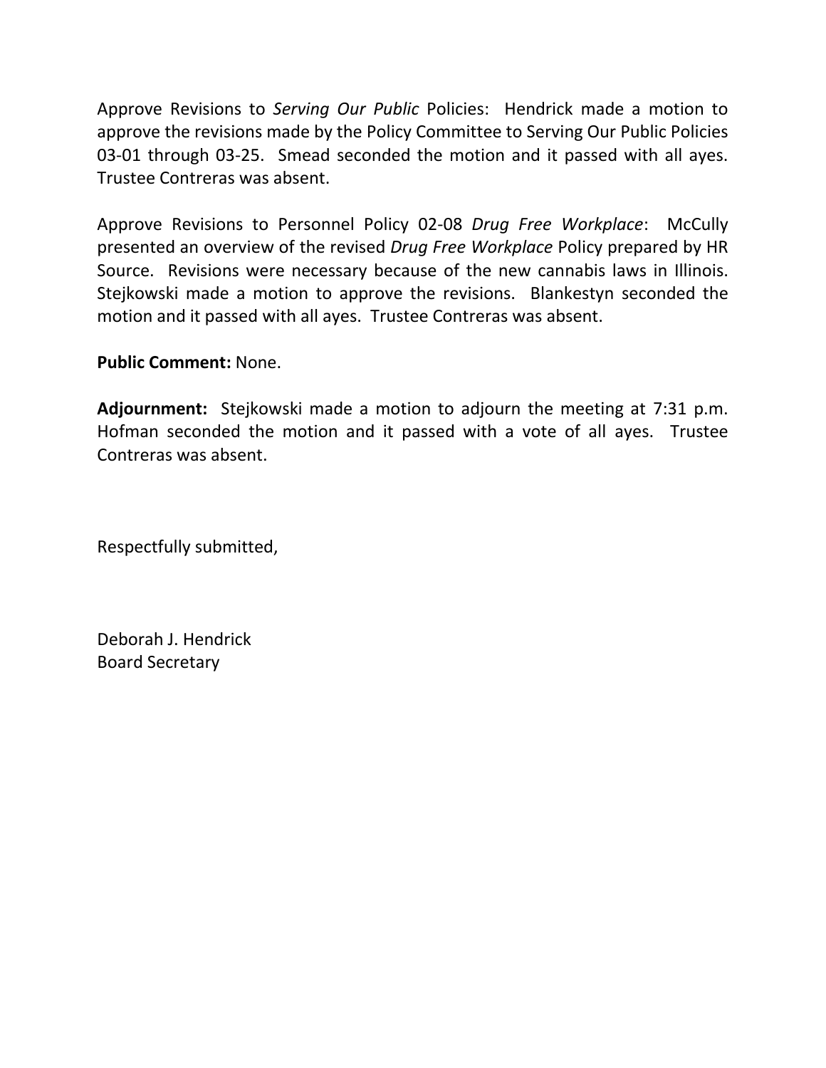Approve Revisions to *Serving Our Public* Policies: Hendrick made a motion to approve the revisions made by the Policy Committee to Serving Our Public Policies 03-01 through 03-25. Smead seconded the motion and it passed with all ayes. Trustee Contreras was absent.

Approve Revisions to Personnel Policy 02-08 *Drug Free Workplace*: McCully presented an overview of the revised *Drug Free Workplace* Policy prepared by HR Source. Revisions were necessary because of the new cannabis laws in Illinois. Stejkowski made a motion to approve the revisions. Blankestyn seconded the motion and it passed with all ayes. Trustee Contreras was absent.

**Public Comment:** None.

**Adjournment:** Stejkowski made a motion to adjourn the meeting at 7:31 p.m. Hofman seconded the motion and it passed with a vote of all ayes. Trustee Contreras was absent.

Respectfully submitted,

Deborah J. Hendrick
Board Secretary